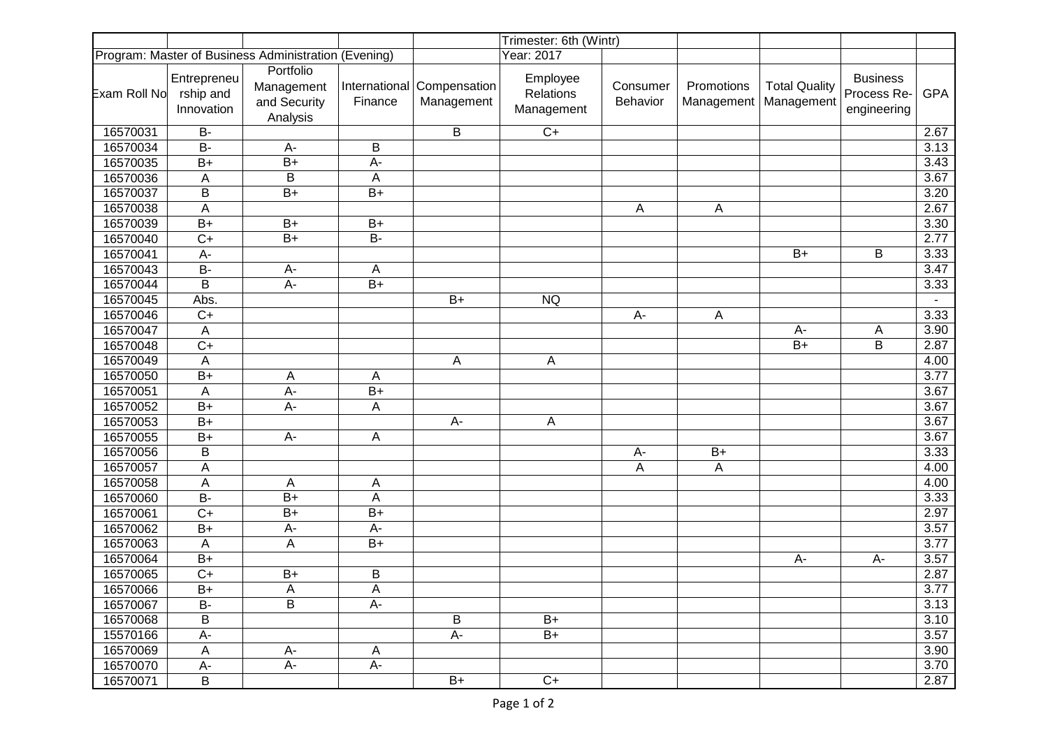| | | | | | Trimester: 6th (Wintr) | | | | | |
|---|---|---|---|---|---|---|---|---|---|---|
| Program: Master of Business Administration (Evening) | | | | | Year: 2017 | | | | | |
| Exam Roll No | Entrepreneurship and Innovation | Portfolio Management and Security Analysis | International Finance | Compensation Management | Employee Relations Management | Consumer Behavior | Promotions Management | Total Quality Management | Business Process Re-engineering | GPA |
| 16570031 | B- | | | B | C+ | | | | | 2.67 |
| 16570034 | B- | A- | B | | | | | | | 3.13 |
| 16570035 | B+ | B+ | A- | | | | | | | 3.43 |
| 16570036 | A | B | A | | | | | | | 3.67 |
| 16570037 | B | B+ | B+ | | | | | | | 3.20 |
| 16570038 | A | | | | | A | A | | | 2.67 |
| 16570039 | B+ | B+ | B+ | | | | | | | 3.30 |
| 16570040 | C+ | B+ | B- | | | | | | | 2.77 |
| 16570041 | A- | | | | | | | B+ | B | 3.33 |
| 16570043 | B- | A- | A | | | | | | | 3.47 |
| 16570044 | B | A- | B+ | | | | | | | 3.33 |
| 16570045 | Abs. | | | B+ | NQ | | | | | - |
| 16570046 | C+ | | | | | A- | A | | | 3.33 |
| 16570047 | A | | | | | | | A- | A | 3.90 |
| 16570048 | C+ | | | | | | | B+ | B | 2.87 |
| 16570049 | A | | | A | A | | | | | 4.00 |
| 16570050 | B+ | A | A | | | | | | | 3.77 |
| 16570051 | A | A- | B+ | | | | | | | 3.67 |
| 16570052 | B+ | A- | A | | | | | | | 3.67 |
| 16570053 | B+ | | | A- | A | | | | | 3.67 |
| 16570055 | B+ | A- | A | | | | | | | 3.67 |
| 16570056 | B | | | | | A- | B+ | | | 3.33 |
| 16570057 | A | | | | | A | A | | | 4.00 |
| 16570058 | A | A | A | | | | | | | 4.00 |
| 16570060 | B- | B+ | A | | | | | | | 3.33 |
| 16570061 | C+ | B+ | B+ | | | | | | | 2.97 |
| 16570062 | B+ | A- | A- | | | | | | | 3.57 |
| 16570063 | A | A | B+ | | | | | | | 3.77 |
| 16570064 | B+ | | | | | | | A- | A- | 3.57 |
| 16570065 | C+ | B+ | B | | | | | | | 2.87 |
| 16570066 | B+ | A | A | | | | | | | 3.77 |
| 16570067 | B- | B | A- | | | | | | | 3.13 |
| 16570068 | B | | | B | B+ | | | | | 3.10 |
| 15570166 | A- | | | A- | B+ | | | | | 3.57 |
| 16570069 | A | A- | A | | | | | | | 3.90 |
| 16570070 | A- | A- | A- | | | | | | | 3.70 |
| 16570071 | B | | | B+ | C+ | | | | | 2.87 |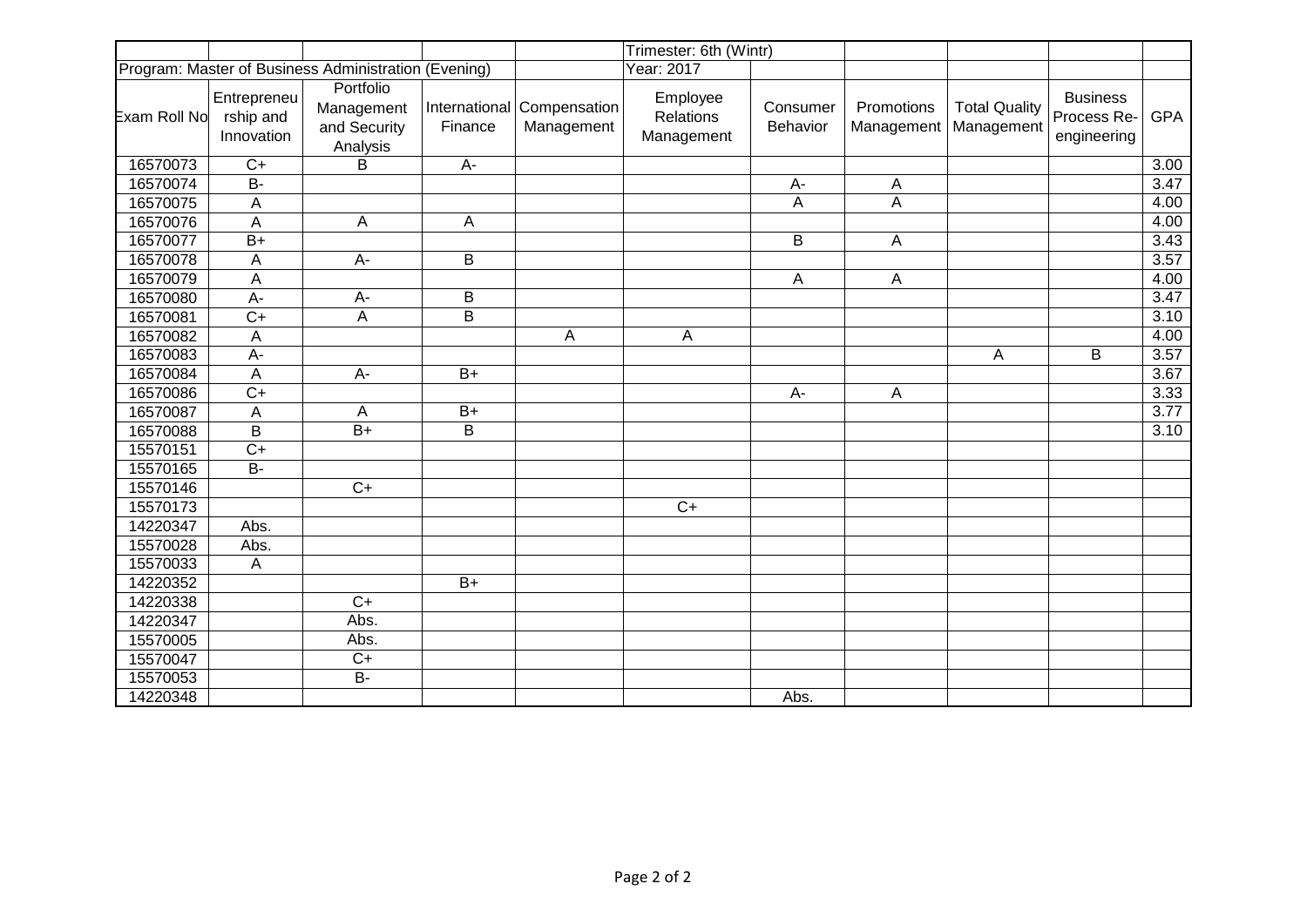| | | | | | Trimester: 6th (Wintr) | | | | | |
|---|---|---|---|---|---|---|---|---|---|---|
| Program: Master of Business Administration (Evening) | | | | | Year: 2017 | | | | | |
| Exam Roll No | Entrepreneurship and Innovation | Portfolio Management and Security Analysis | International Finance | Compensation Management | Employee Relations Management | Consumer Behavior | Promotions Management | Total Quality Management | Business Process Re-engineering | GPA |
| 16570073 | C+ | B | A- | | | | | | | 3.00 |
| 16570074 | B- | | | | | A- | A | | | 3.47 |
| 16570075 | A | | | | | A | A | | | 4.00 |
| 16570076 | A | A | A | | | | | | | 4.00 |
| 16570077 | B+ | | | | | B | A | | | 3.43 |
| 16570078 | A | A- | B | | | | | | | 3.57 |
| 16570079 | A | | | | | A | A | | | 4.00 |
| 16570080 | A- | A- | B | | | | | | | 3.47 |
| 16570081 | C+ | A | B | | | | | | | 3.10 |
| 16570082 | A | | | A | A | | | | | 4.00 |
| 16570083 | A- | | | | | | | A | B | 3.57 |
| 16570084 | A | A- | B+ | | | | | | | 3.67 |
| 16570086 | C+ | | | | | A- | A | | | 3.33 |
| 16570087 | A | A | B+ | | | | | | | 3.77 |
| 16570088 | B | B+ | B | | | | | | | 3.10 |
| 15570151 | C+ | | | | | | | | | |
| 15570165 | B- | | | | | | | | | |
| 15570146 | | C+ | | | | | | | | |
| 15570173 | | | | | C+ | | | | | |
| 14220347 | Abs. | | | | | | | | | |
| 15570028 | Abs. | | | | | | | | | |
| 15570033 | A | | | | | | | | | |
| 14220352 | | | B+ | | | | | | | |
| 14220338 | | C+ | | | | | | | | |
| 14220347 | | Abs. | | | | | | | | |
| 15570005 | | Abs. | | | | | | | | |
| 15570047 | | C+ | | | | | | | | |
| 15570053 | | B- | | | | | | | | |
| 14220348 | | | | | | Abs. | | | | |